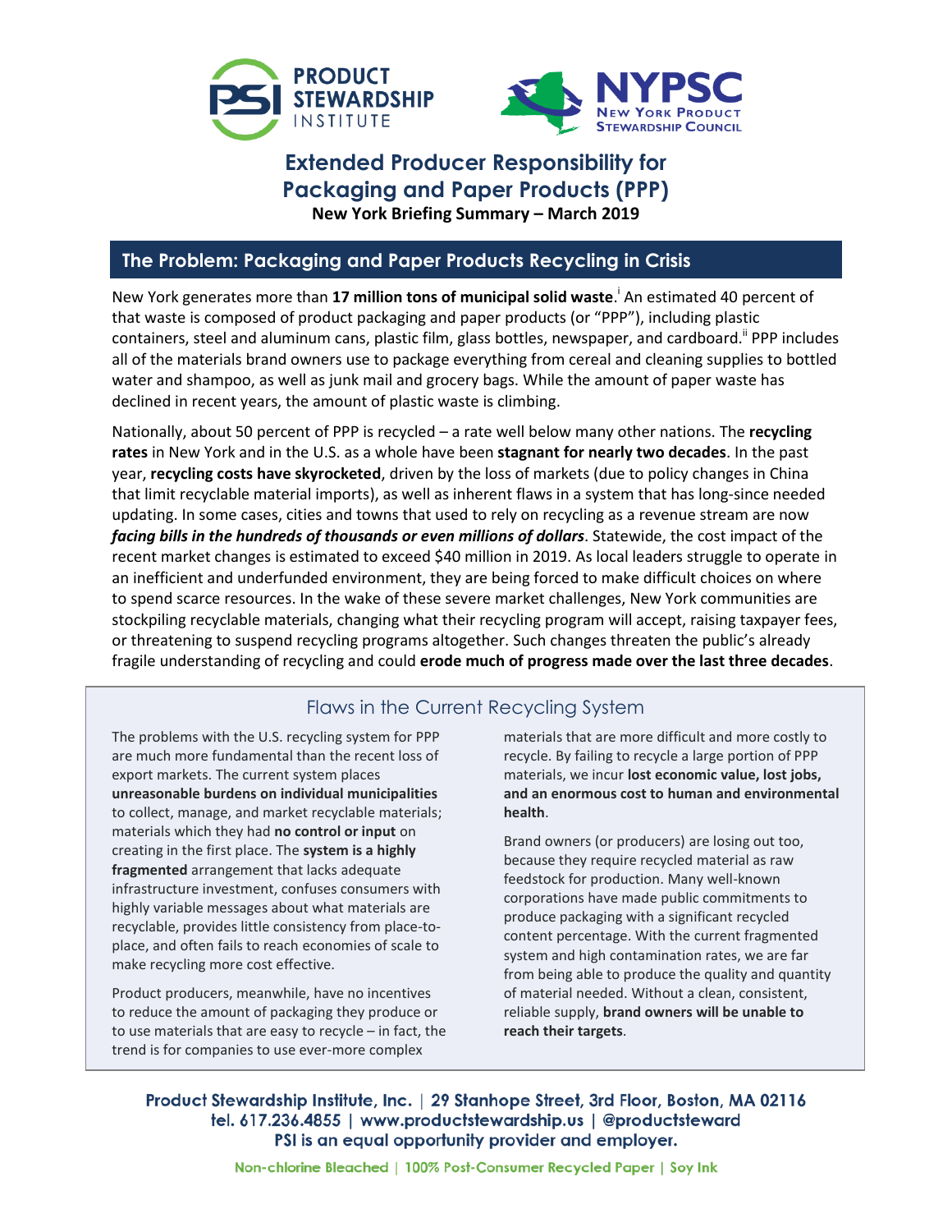# Extended Producer Responsibility for Packaging and Paper Products (PPP)

**New York Briefing Summary – March 2019**

## The Problem: Packaging and Paper Products Recycling in Crisis

New York generates more than **17 million tons of municipal solid waste**.[i] An estimated 40 percent of that waste is composed of product packaging and paper products (or "PPP"), including plastic containers, steel and aluminum cans, plastic film, glass bottles, newspaper, and cardboard.[ii] PPP includes all of the materials brand owners use to package everything from cereal and cleaning supplies to bottled water and shampoo, as well as junk mail and grocery bags. While the amount of paper waste has declined in recent years, the amount of plastic waste is climbing.

Nationally, about 50 percent of PPP is recycled – a rate well below many other nations. The **recycling rates** in New York and in the U.S. as a whole have been **stagnant for nearly two decades**. In the past year, **recycling costs have skyrocketed**, driven by the loss of markets (due to policy changes in China that limit recyclable material imports), as well as inherent flaws in a system that has long-since needed updating. In some cases, cities and towns that used to rely on recycling as a revenue stream are now ***facing bills in the hundreds of thousands or even millions of dollars***. Statewide, the cost impact of the recent market changes is estimated to exceed $40 million in 2019. As local leaders struggle to operate in an inefficient and underfunded environment, they are being forced to make difficult choices on where to spend scarce resources. In the wake of these severe market challenges, New York communities are stockpiling recyclable materials, changing what their recycling program will accept, raising taxpayer fees, or threatening to suspend recycling programs altogether. Such changes threaten the public's already fragile understanding of recycling and could **erode much of progress made over the last three decades**.

### Flaws in the Current Recycling System

The problems with the U.S. recycling system for PPP are much more fundamental than the recent loss of export markets. The current system places **unreasonable burdens on individual municipalities** to collect, manage, and market recyclable materials; materials which they had **no control or input** on creating in the first place. The **system is a highly fragmented** arrangement that lacks adequate infrastructure investment, confuses consumers with highly variable messages about what materials are recyclable, provides little consistency from place-to-place, and often fails to reach economies of scale to make recycling more cost effective.

Product producers, meanwhile, have no incentives to reduce the amount of packaging they produce or to use materials that are easy to recycle – in fact, the trend is for companies to use ever-more complex materials that are more difficult and more costly to recycle. By failing to recycle a large portion of PPP materials, we incur **lost economic value, lost jobs, and an enormous cost to human and environmental health**.

Brand owners (or producers) are losing out too, because they require recycled material as raw feedstock for production. Many well-known corporations have made public commitments to produce packaging with a significant recycled content percentage. With the current fragmented system and high contamination rates, we are far from being able to produce the quality and quantity of material needed. Without a clean, consistent, reliable supply, **brand owners will be unable to reach their targets**.

Product Stewardship Institute, Inc. | 29 Stanhope Street, 3rd Floor, Boston, MA 02116
tel. 617.236.4855 | www.productstewardship.us | @productsteward
PSI is an equal opportunity provider and employer.

Non-chlorine Bleached | 100% Post-Consumer Recycled Paper | Soy Ink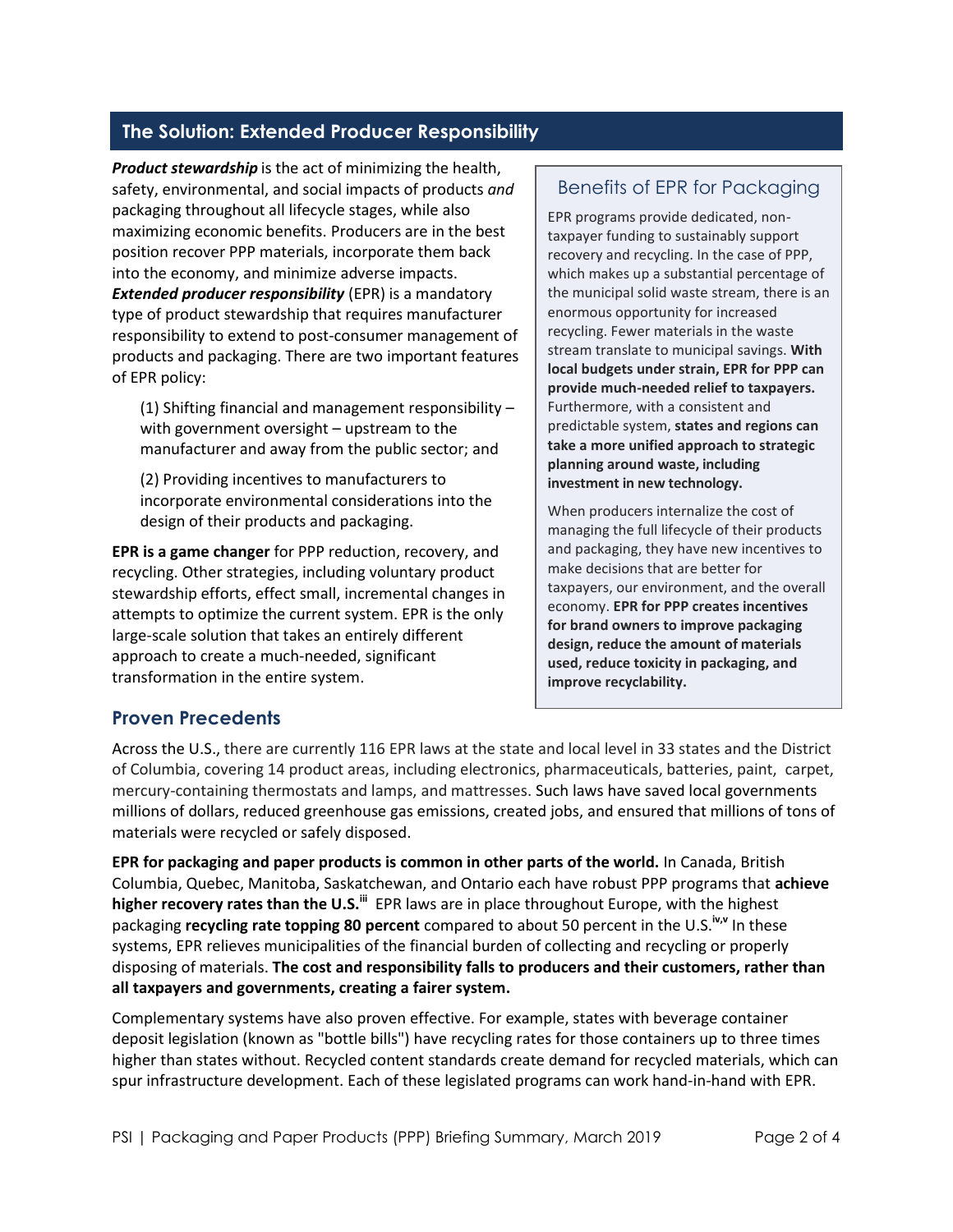## The Solution: Extended Producer Responsibility

***Product stewardship*** is the act of minimizing the health, safety, environmental, and social impacts of products *and* packaging throughout all lifecycle stages, while also maximizing economic benefits. Producers are in the best position recover PPP materials, incorporate them back into the economy, and minimize adverse impacts. ***Extended producer responsibility*** (EPR) is a mandatory type of product stewardship that requires manufacturer responsibility to extend to post-consumer management of products and packaging. There are two important features of EPR policy:

(1) Shifting financial and management responsibility – with government oversight – upstream to the manufacturer and away from the public sector; and

(2) Providing incentives to manufacturers to incorporate environmental considerations into the design of their products and packaging.

**EPR is a game changer** for PPP reduction, recovery, and recycling. Other strategies, including voluntary product stewardship efforts, effect small, incremental changes in attempts to optimize the current system. EPR is the only large-scale solution that takes an entirely different approach to create a much-needed, significant transformation in the entire system.

### Benefits of EPR for Packaging

EPR programs provide dedicated, non-taxpayer funding to sustainably support recovery and recycling. In the case of PPP, which makes up a substantial percentage of the municipal solid waste stream, there is an enormous opportunity for increased recycling. Fewer materials in the waste stream translate to municipal savings. **With local budgets under strain, EPR for PPP can provide much-needed relief to taxpayers.** Furthermore, with a consistent and predictable system, **states and regions can take a more unified approach to strategic planning around waste, including investment in new technology.**

When producers internalize the cost of managing the full lifecycle of their products and packaging, they have new incentives to make decisions that are better for taxpayers, our environment, and the overall economy. **EPR for PPP creates incentives for brand owners to improve packaging design, reduce the amount of materials used, reduce toxicity in packaging, and improve recyclability.**

## Proven Precedents

Across the U.S., there are currently 116 EPR laws at the state and local level in 33 states and the District of Columbia, covering 14 product areas, including electronics, pharmaceuticals, batteries, paint, carpet, mercury-containing thermostats and lamps, and mattresses. Such laws have saved local governments millions of dollars, reduced greenhouse gas emissions, created jobs, and ensured that millions of tons of materials were recycled or safely disposed.

**EPR for packaging and paper products is common in other parts of the world.** In Canada, British Columbia, Quebec, Manitoba, Saskatchewan, and Ontario each have robust PPP programs that **achieve higher recovery rates than the U.S.**[iii] EPR laws are in place throughout Europe, with the highest packaging **recycling rate topping 80 percent** compared to about 50 percent in the U.S.[iv,v] In these systems, EPR relieves municipalities of the financial burden of collecting and recycling or properly disposing of materials. **The cost and responsibility falls to producers and their customers, rather than all taxpayers and governments, creating a fairer system.**

Complementary systems have also proven effective. For example, states with beverage container deposit legislation (known as "bottle bills") have recycling rates for those containers up to three times higher than states without. Recycled content standards create demand for recycled materials, which can spur infrastructure development. Each of these legislated programs can work hand-in-hand with EPR.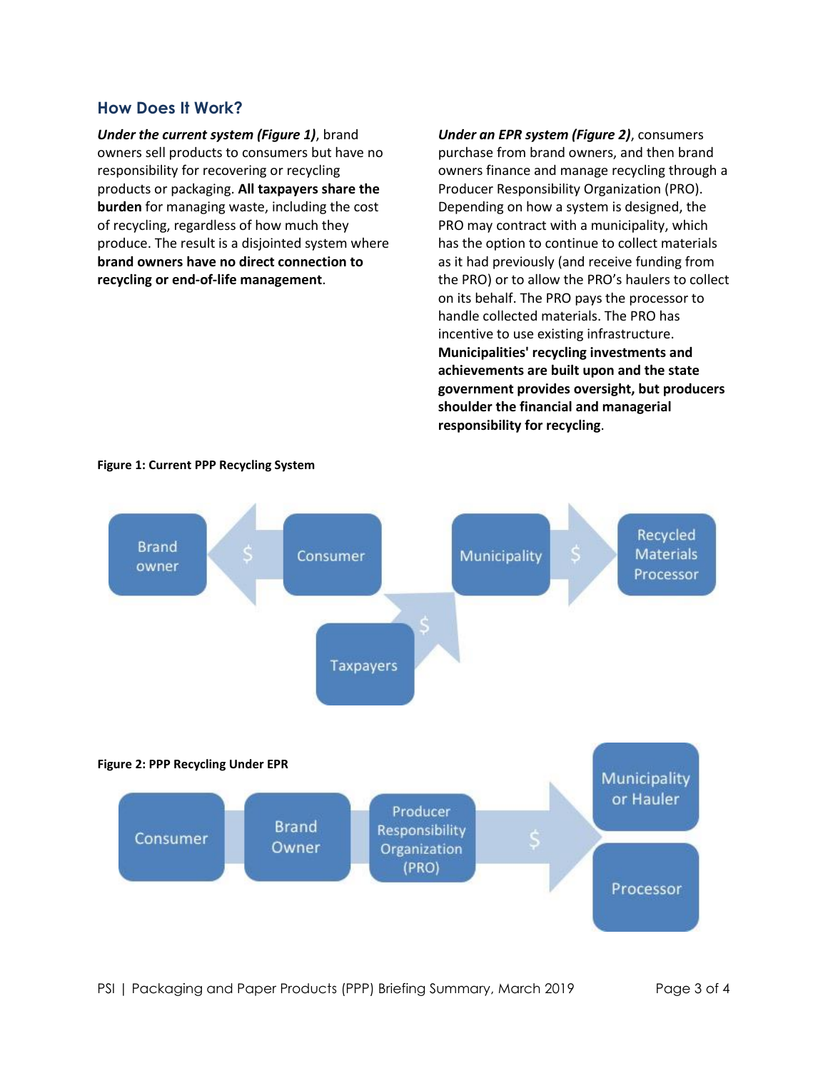## How Does It Work?

***Under the current system (Figure 1)***, brand owners sell products to consumers but have no responsibility for recovering or recycling products or packaging. **All taxpayers share the burden** for managing waste, including the cost of recycling, regardless of how much they produce. The result is a disjointed system where **brand owners have no direct connection to recycling or end-of-life management**.

***Under an EPR system (Figure 2)***, consumers purchase from brand owners, and then brand owners finance and manage recycling through a Producer Responsibility Organization (PRO). Depending on how a system is designed, the PRO may contract with a municipality, which has the option to continue to collect materials as it had previously (and receive funding from the PRO) or to allow the PRO's haulers to collect on its behalf. The PRO pays the processor to handle collected materials. The PRO has incentive to use existing infrastructure. **Municipalities' recycling investments and achievements are built upon and the state government provides oversight, but producers shoulder the financial and managerial responsibility for recycling**.

**Figure 1: Current PPP Recycling System**

Brand owner ← $ ← Consumer

Taxpayers → $ → Municipality → $ → Recycled Materials Processor

**Figure 2: PPP Recycling Under EPR**

Consumer — Brand Owner — Producer Responsibility Organization (PRO) → $ → Municipality or Hauler / Processor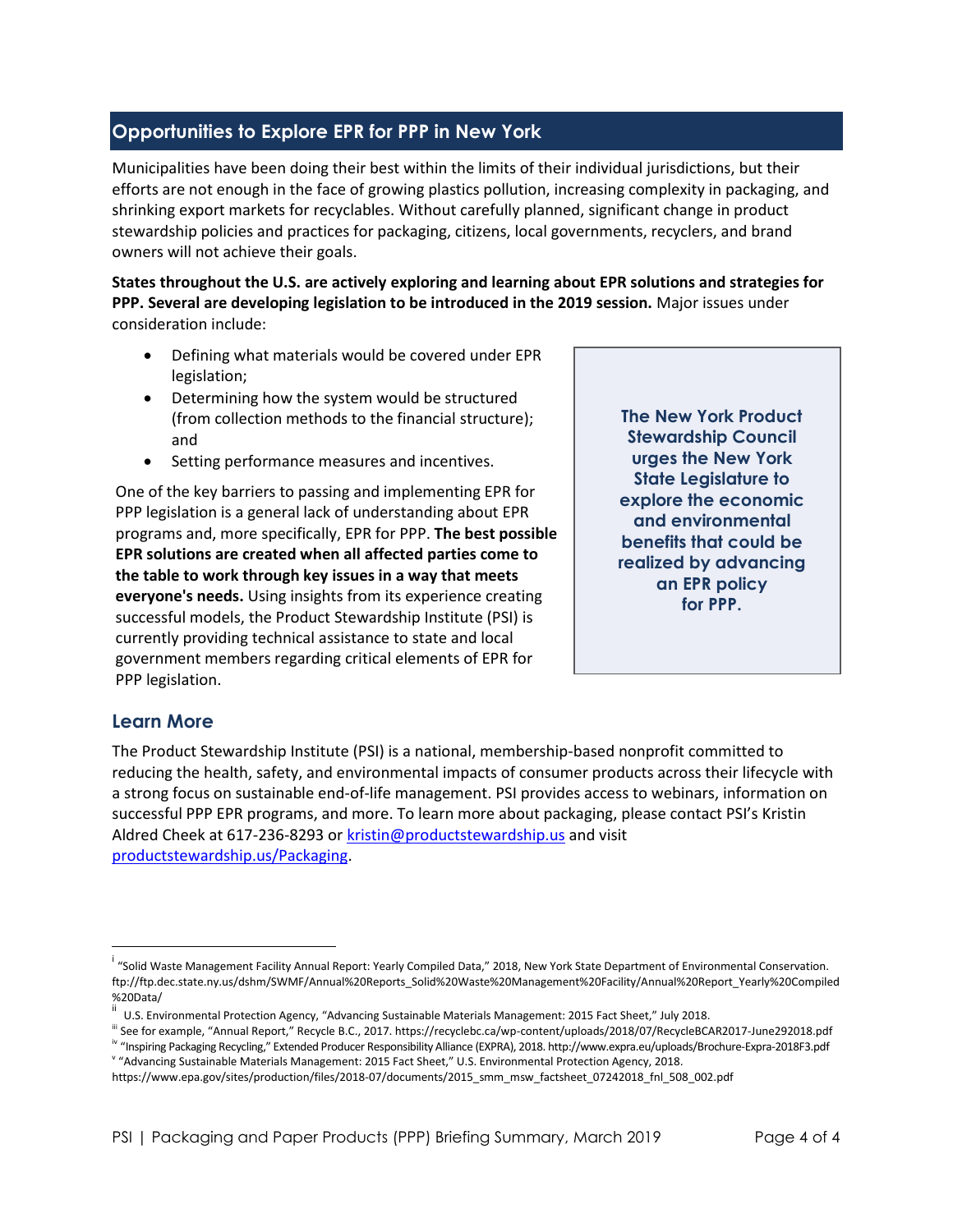## Opportunities to Explore EPR for PPP in New York

Municipalities have been doing their best within the limits of their individual jurisdictions, but their efforts are not enough in the face of growing plastics pollution, increasing complexity in packaging, and shrinking export markets for recyclables. Without carefully planned, significant change in product stewardship policies and practices for packaging, citizens, local governments, recyclers, and brand owners will not achieve their goals.

**States throughout the U.S. are actively exploring and learning about EPR solutions and strategies for PPP. Several are developing legislation to be introduced in the 2019 session.** Major issues under consideration include:

- Defining what materials would be covered under EPR legislation;
- Determining how the system would be structured (from collection methods to the financial structure); and
- Setting performance measures and incentives.

One of the key barriers to passing and implementing EPR for PPP legislation is a general lack of understanding about EPR programs and, more specifically, EPR for PPP. **The best possible EPR solutions are created when all affected parties come to the table to work through key issues in a way that meets everyone's needs.** Using insights from its experience creating successful models, the Product Stewardship Institute (PSI) is currently providing technical assistance to state and local government members regarding critical elements of EPR for PPP legislation.

**The New York Product Stewardship Council urges the New York State Legislature to explore the economic and environmental benefits that could be realized by advancing an EPR policy for PPP.**

### Learn More

The Product Stewardship Institute (PSI) is a national, membership-based nonprofit committed to reducing the health, safety, and environmental impacts of consumer products across their lifecycle with a strong focus on sustainable end-of-life management. PSI provides access to webinars, information on successful PPP EPR programs, and more. To learn more about packaging, please contact PSI's Kristin Aldred Cheek at 617-236-8293 or kristin@productstewardship.us and visit productstewardship.us/Packaging.

---

[i] "Solid Waste Management Facility Annual Report: Yearly Compiled Data," 2018, New York State Department of Environmental Conservation. ftp://ftp.dec.state.ny.us/dshm/SWMF/Annual%20Reports_Solid%20Waste%20Management%20Facility/Annual%20Report_Yearly%20Compiled%20Data/

[ii] U.S. Environmental Protection Agency, "Advancing Sustainable Materials Management: 2015 Fact Sheet," July 2018.

[iii] See for example, "Annual Report," Recycle B.C., 2017. https://recyclebc.ca/wp-content/uploads/2018/07/RecycleBCAR2017-June292018.pdf

[iv] "Inspiring Packaging Recycling," Extended Producer Responsibility Alliance (EXPRA), 2018. http://www.expra.eu/uploads/Brochure-Expra-2018F3.pdf

[v] "Advancing Sustainable Materials Management: 2015 Fact Sheet," U.S. Environmental Protection Agency, 2018. https://www.epa.gov/sites/production/files/2018-07/documents/2015_smm_msw_factsheet_07242018_fnl_508_002.pdf